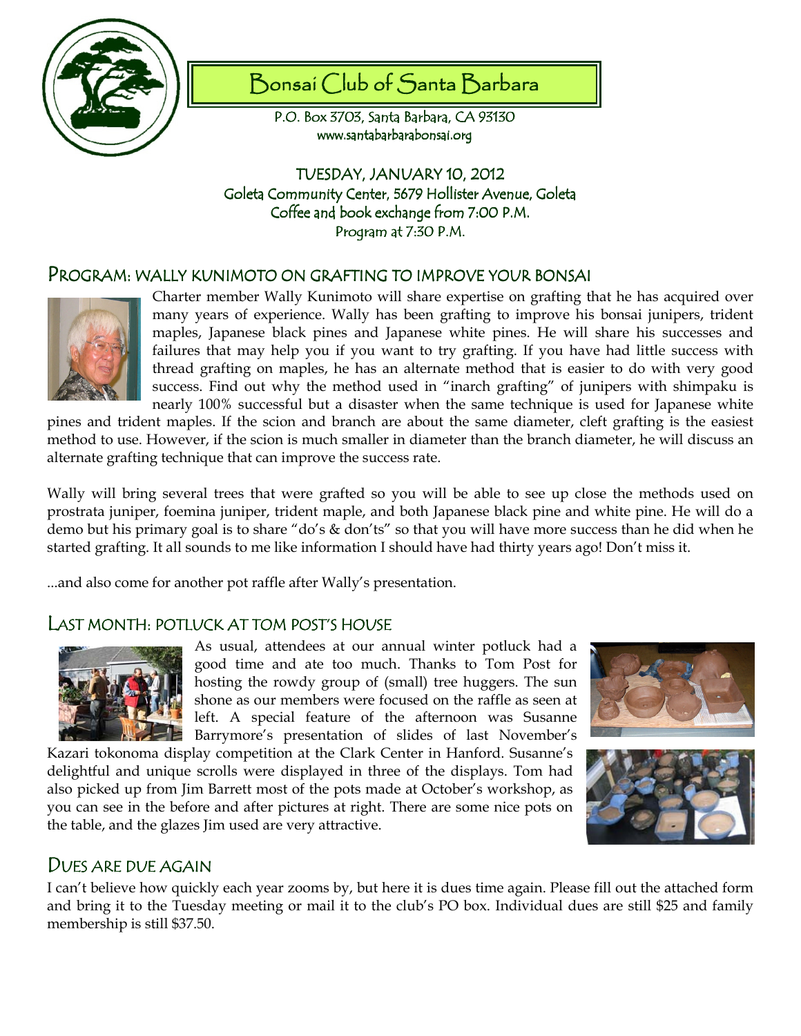# Bonsai Club of Santa Barbara

P.O. Box 3703, Santa Barbara, CA 93130
www.santabarbarabonsai.org

TUESDAY, JANUARY 10, 2012
Goleta Community Center, 5679 Hollister Avenue, Goleta
Coffee and book exchange from 7:00 P.M.
Program at 7:30 P.M.

## PROGRAM: WALLY KUNIMOTO ON GRAFTING TO IMPROVE YOUR BONSAI

Charter member Wally Kunimoto will share expertise on grafting that he has acquired over many years of experience. Wally has been grafting to improve his bonsai junipers, trident maples, Japanese black pines and Japanese white pines. He will share his successes and failures that may help you if you want to try grafting. If you have had little success with thread grafting on maples, he has an alternate method that is easier to do with very good success. Find out why the method used in "inarch grafting" of junipers with shimpaku is nearly 100% successful but a disaster when the same technique is used for Japanese white pines and trident maples. If the scion and branch are about the same diameter, cleft grafting is the easiest method to use. However, if the scion is much smaller in diameter than the branch diameter, he will discuss an alternate grafting technique that can improve the success rate.

Wally will bring several trees that were grafted so you will be able to see up close the methods used on prostrata juniper, foemina juniper, trident maple, and both Japanese black pine and white pine. He will do a demo but his primary goal is to share "do's & don'ts" so that you will have more success than he did when he started grafting. It all sounds to me like information I should have had thirty years ago! Don't miss it.

...and also come for another pot raffle after Wally's presentation.

## LAST MONTH: POTLUCK AT TOM POST'S HOUSE

As usual, attendees at our annual winter potluck had a good time and ate too much. Thanks to Tom Post for hosting the rowdy group of (small) tree huggers. The sun shone as our members were focused on the raffle as seen at left. A special feature of the afternoon was Susanne Barrymore's presentation of slides of last November's Kazari tokonoma display competition at the Clark Center in Hanford. Susanne's delightful and unique scrolls were displayed in three of the displays. Tom had also picked up from Jim Barrett most of the pots made at October's workshop, as you can see in the before and after pictures at right. There are some nice pots on the table, and the glazes Jim used are very attractive.

## DUES ARE DUE AGAIN

I can't believe how quickly each year zooms by, but here it is dues time again. Please fill out the attached form and bring it to the Tuesday meeting or mail it to the club's PO box. Individual dues are still $25 and family membership is still $37.50.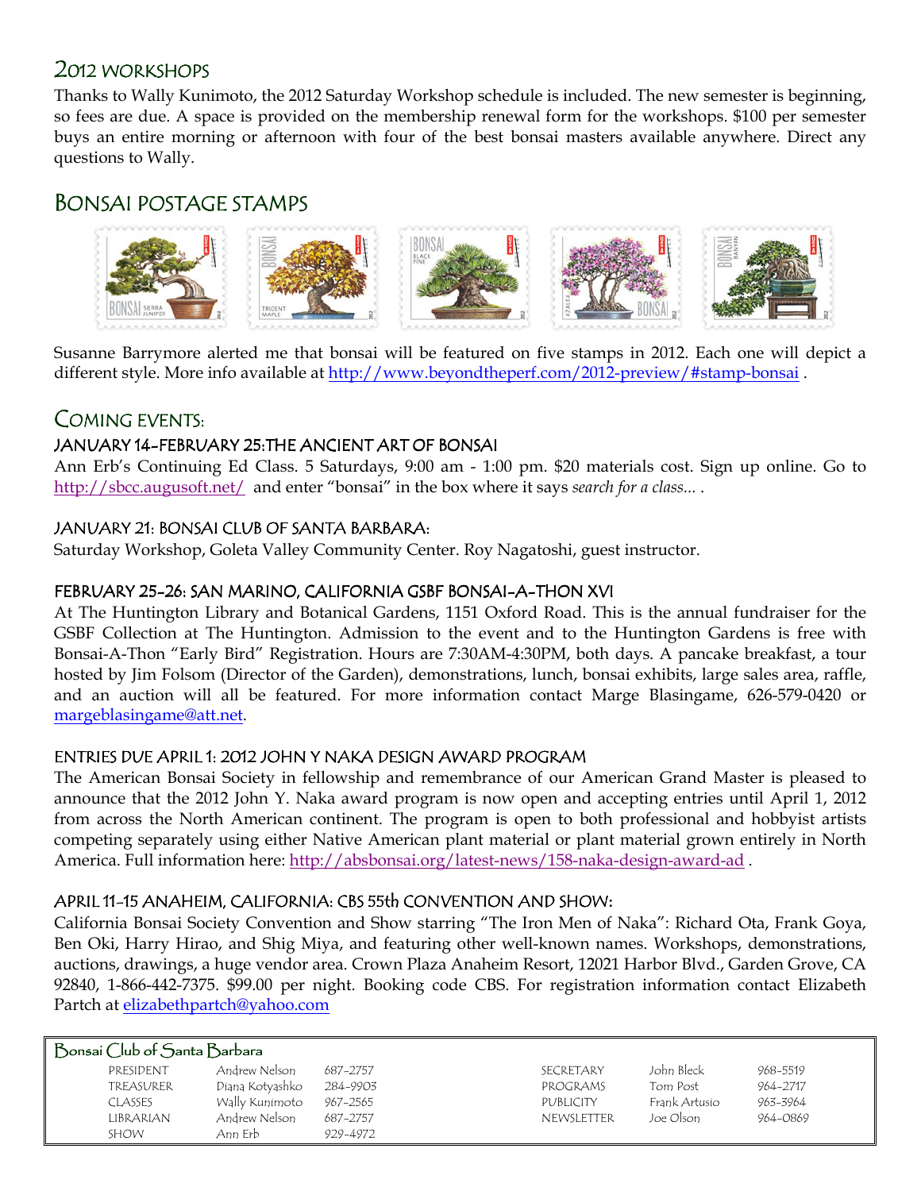## 2012 WORKSHOPS

Thanks to Wally Kunimoto, the 2012 Saturday Workshop schedule is included. The new semester is beginning, so fees are due. A space is provided on the membership renewal form for the workshops. $100 per semester buys an entire morning or afternoon with four of the best bonsai masters available anywhere. Direct any questions to Wally.

## BONSAI POSTAGE STAMPS

Susanne Barrymore alerted me that bonsai will be featured on five stamps in 2012. Each one will depict a different style. More info available at http://www.beyondtheperf.com/2012-preview/#stamp-bonsai .

## COMING EVENTS:

### JANUARY 14-FEBRUARY 25:THE ANCIENT ART OF BONSAI

Ann Erb's Continuing Ed Class. 5 Saturdays, 9:00 am - 1:00 pm. $20 materials cost. Sign up online. Go to http://sbcc.augusoft.net/ and enter "bonsai" in the box where it says *search for a class...* .

### JANUARY 21: BONSAI CLUB OF SANTA BARBARA:

Saturday Workshop, Goleta Valley Community Center. Roy Nagatoshi, guest instructor.

### FEBRUARY 25-26: SAN MARINO, CALIFORNIA GSBF BONSAI-A-THON XVI

At The Huntington Library and Botanical Gardens, 1151 Oxford Road. This is the annual fundraiser for the GSBF Collection at The Huntington. Admission to the event and to the Huntington Gardens is free with Bonsai-A-Thon "Early Bird" Registration. Hours are 7:30AM-4:30PM, both days. A pancake breakfast, a tour hosted by Jim Folsom (Director of the Garden), demonstrations, lunch, bonsai exhibits, large sales area, raffle, and an auction will all be featured. For more information contact Marge Blasingame, 626-579-0420 or margeblasingame@att.net.

### ENTRIES DUE APRIL 1: 2012 JOHN Y NAKA DESIGN AWARD PROGRAM

The American Bonsai Society in fellowship and remembrance of our American Grand Master is pleased to announce that the 2012 John Y. Naka award program is now open and accepting entries until April 1, 2012 from across the North American continent. The program is open to both professional and hobbyist artists competing separately using either Native American plant material or plant material grown entirely in North America. Full information here: http://absbonsai.org/latest-news/158-naka-design-award-ad .

### APRIL 11-15 ANAHEIM, CALIFORNIA: CBS 55th CONVENTION AND SHOW:

California Bonsai Society Convention and Show starring "The Iron Men of Naka": Richard Ota, Frank Goya, Ben Oki, Harry Hirao, and Shig Miya, and featuring other well-known names. Workshops, demonstrations, auctions, drawings, a huge vendor area. Crown Plaza Anaheim Resort, 12021 Harbor Blvd., Garden Grove, CA 92840, 1-866-442-7375. $99.00 per night. Booking code CBS. For registration information contact Elizabeth Partch at elizabethpartch@yahoo.com

**Bonsai Club of Santa Barbara**

| | | | | | |
|---|---|---|---|---|---|
| PRESIDENT | Andrew Nelson | 687-2757 | SECRETARY | John Bleck | 968-5519 |
| TREASURER | Diana Kotyashko | 284-9903 | PROGRAMS | Tom Post | 964-2717 |
| CLASSES | Wally Kunimoto | 967-2565 | PUBLICITY | Frank Artusio | 963-3964 |
| LIBRARIAN | Andrew Nelson | 687-2757 | NEWSLETTER | Joe Olson | 964-0869 |
| SHOW | Ann Erb | 929-4972 | | | |